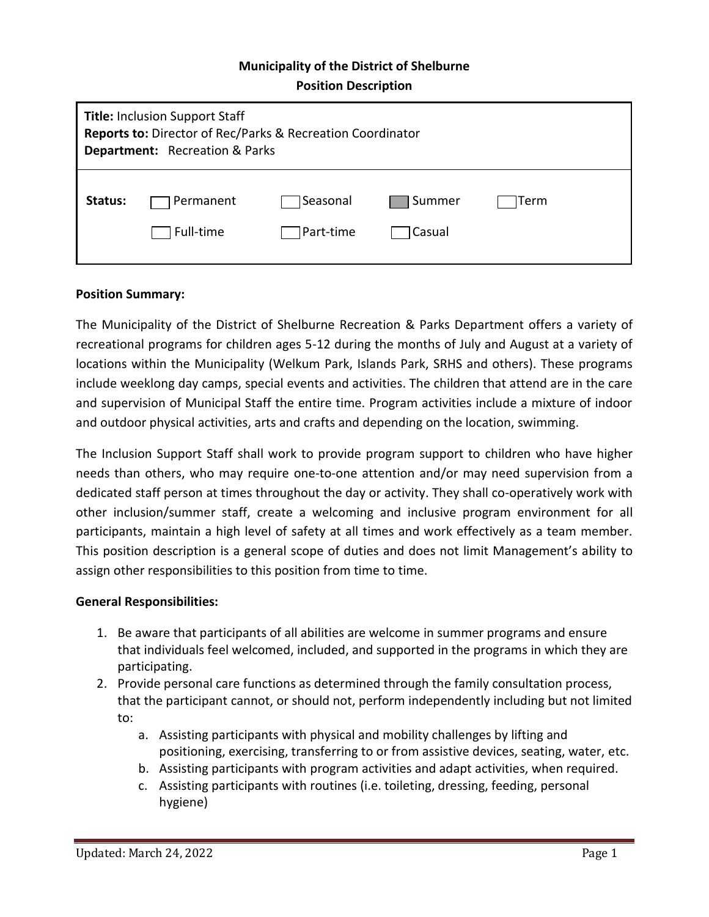**Municipality of the District of Shelburne**
**Position Description**

**Title:** Inclusion Support Staff
**Reports to:** Director of Rec/Parks & Recreation Coordinator
**Department:** Recreation & Parks

| **Status:** | Permanent | Seasonal | Summer (checked) | Term |
|---|---|---|---|---|
| | Full-time | Part-time | Casual | |

**Position Summary:**

The Municipality of the District of Shelburne Recreation & Parks Department offers a variety of recreational programs for children ages 5-12 during the months of July and August at a variety of locations within the Municipality (Welkum Park, Islands Park, SRHS and others). These programs include weeklong day camps, special events and activities. The children that attend are in the care and supervision of Municipal Staff the entire time. Program activities include a mixture of indoor and outdoor physical activities, arts and crafts and depending on the location, swimming.

The Inclusion Support Staff shall work to provide program support to children who have higher needs than others, who may require one-to-one attention and/or may need supervision from a dedicated staff person at times throughout the day or activity. They shall co-operatively work with other inclusion/summer staff, create a welcoming and inclusive program environment for all participants, maintain a high level of safety at all times and work effectively as a team member. This position description is a general scope of duties and does not limit Management's ability to assign other responsibilities to this position from time to time.

**General Responsibilities:**

1. Be aware that participants of all abilities are welcome in summer programs and ensure that individuals feel welcomed, included, and supported in the programs in which they are participating.
2. Provide personal care functions as determined through the family consultation process, that the participant cannot, or should not, perform independently including but not limited to:
    a. Assisting participants with physical and mobility challenges by lifting and positioning, exercising, transferring to or from assistive devices, seating, water, etc.
    b. Assisting participants with program activities and adapt activities, when required.
    c. Assisting participants with routines (i.e. toileting, dressing, feeding, personal hygiene)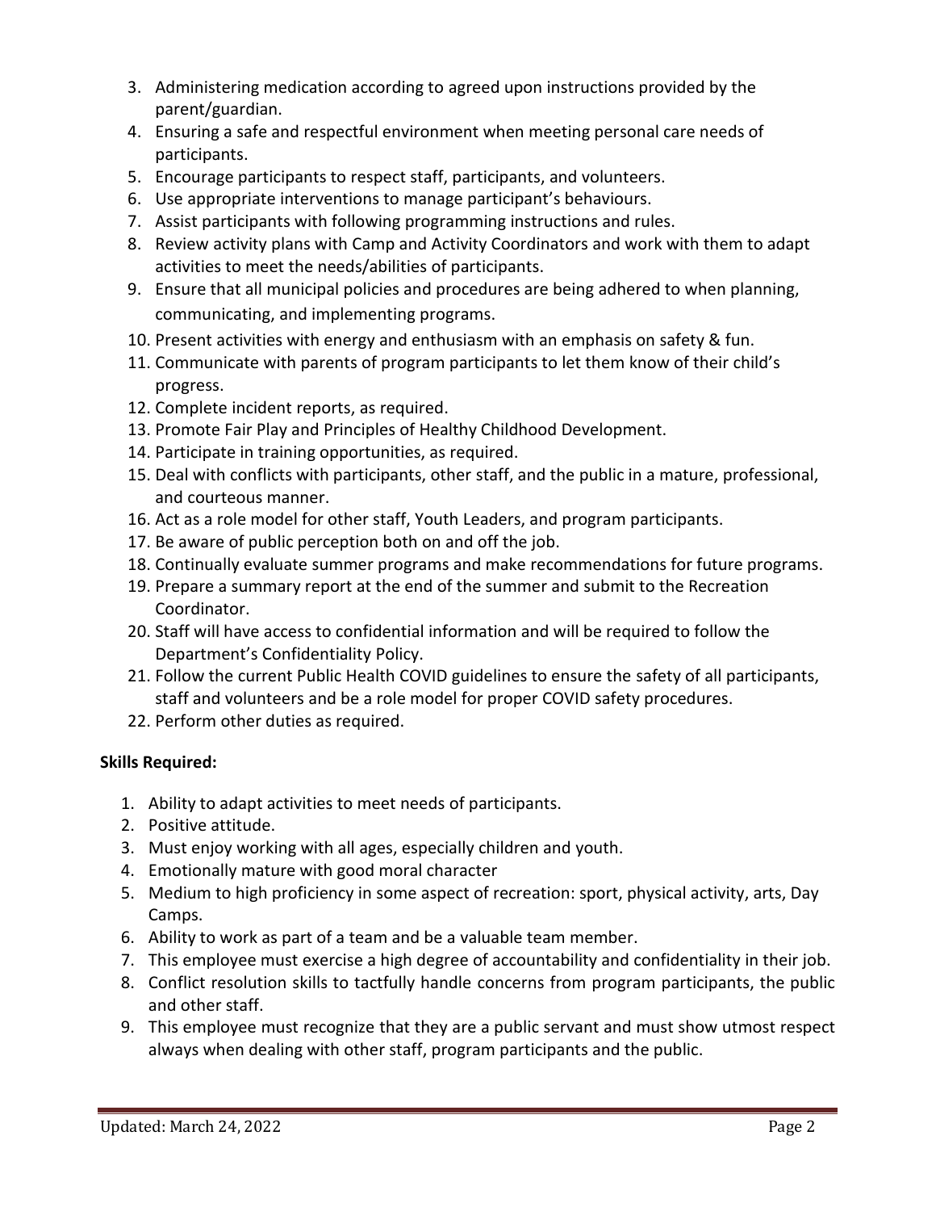3. Administering medication according to agreed upon instructions provided by the parent/guardian.
4. Ensuring a safe and respectful environment when meeting personal care needs of participants.
5. Encourage participants to respect staff, participants, and volunteers.
6. Use appropriate interventions to manage participant's behaviours.
7. Assist participants with following programming instructions and rules.
8. Review activity plans with Camp and Activity Coordinators and work with them to adapt activities to meet the needs/abilities of participants.
9. Ensure that all municipal policies and procedures are being adhered to when planning, communicating, and implementing programs.
10. Present activities with energy and enthusiasm with an emphasis on safety & fun.
11. Communicate with parents of program participants to let them know of their child's progress.
12. Complete incident reports, as required.
13. Promote Fair Play and Principles of Healthy Childhood Development.
14. Participate in training opportunities, as required.
15. Deal with conflicts with participants, other staff, and the public in a mature, professional, and courteous manner.
16. Act as a role model for other staff, Youth Leaders, and program participants.
17. Be aware of public perception both on and off the job.
18. Continually evaluate summer programs and make recommendations for future programs.
19. Prepare a summary report at the end of the summer and submit to the Recreation Coordinator.
20. Staff will have access to confidential information and will be required to follow the Department's Confidentiality Policy.
21. Follow the current Public Health COVID guidelines to ensure the safety of all participants, staff and volunteers and be a role model for proper COVID safety procedures.
22. Perform other duties as required.

**Skills Required:**

1. Ability to adapt activities to meet needs of participants.
2. Positive attitude.
3. Must enjoy working with all ages, especially children and youth.
4. Emotionally mature with good moral character
5. Medium to high proficiency in some aspect of recreation: sport, physical activity, arts, Day Camps.
6. Ability to work as part of a team and be a valuable team member.
7. This employee must exercise a high degree of accountability and confidentiality in their job.
8. Conflict resolution skills to tactfully handle concerns from program participants, the public and other staff.
9. This employee must recognize that they are a public servant and must show utmost respect always when dealing with other staff, program participants and the public.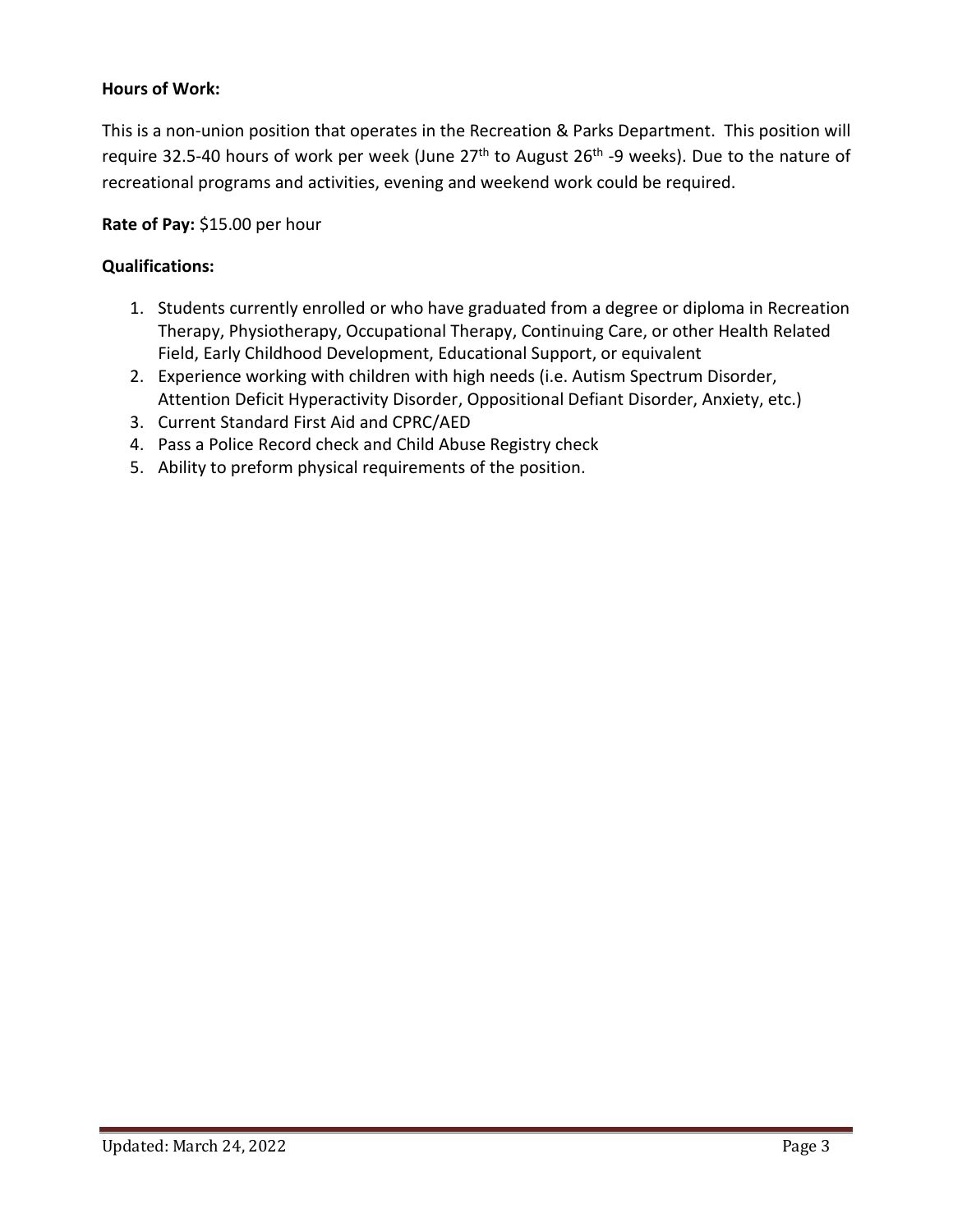**Hours of Work:**

This is a non-union position that operates in the Recreation & Parks Department. This position will require 32.5-40 hours of work per week (June 27th to August 26th -9 weeks). Due to the nature of recreational programs and activities, evening and weekend work could be required.

**Rate of Pay:** $15.00 per hour

**Qualifications:**

1. Students currently enrolled or who have graduated from a degree or diploma in Recreation Therapy, Physiotherapy, Occupational Therapy, Continuing Care, or other Health Related Field, Early Childhood Development, Educational Support, or equivalent
2. Experience working with children with high needs (i.e. Autism Spectrum Disorder, Attention Deficit Hyperactivity Disorder, Oppositional Defiant Disorder, Anxiety, etc.)
3. Current Standard First Aid and CPRC/AED
4. Pass a Police Record check and Child Abuse Registry check
5. Ability to preform physical requirements of the position.